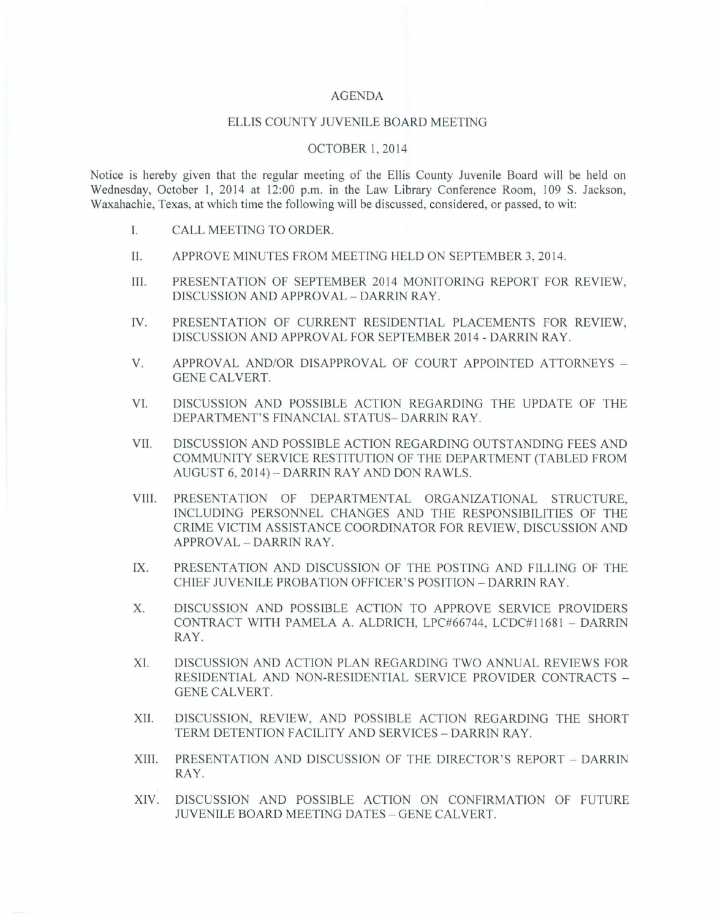# AGENDA

## ELLIS COUNTY JUVENILE BOARD MEETING

## OCTOBER 1, 2014

Notice is hereby given that the regular meeting of the Ellis County Juvenile Board will be held on Wednesday, October 1, 2014 at 12:00 p.m. in the Law Library Conference Room, 109 S. Jackson, Waxahachie, Texas, at which time the following will be discussed, considered, or passed, to wit:

I. CALL MEETING TO ORDER.

II. APPROVE MINUTES FROM MEETING HELD ON SEPTEMBER 3, 2014.

III. PRESENTATION OF SEPTEMBER 2014 MONITORING REPORT FOR REVIEW, DISCUSSION AND APPROVAL – DARRIN RAY.

IV. PRESENTATION OF CURRENT RESIDENTIAL PLACEMENTS FOR REVIEW, DISCUSSION AND APPROVAL FOR SEPTEMBER 2014 - DARRIN RAY.

V. APPROVAL AND/OR DISAPPROVAL OF COURT APPOINTED ATTORNEYS – GENE CALVERT.

VI. DISCUSSION AND POSSIBLE ACTION REGARDING THE UPDATE OF THE DEPARTMENT'S FINANCIAL STATUS– DARRIN RAY.

VII. DISCUSSION AND POSSIBLE ACTION REGARDING OUTSTANDING FEES AND COMMUNITY SERVICE RESTITUTION OF THE DEPARTMENT (TABLED FROM AUGUST 6, 2014) – DARRIN RAY AND DON RAWLS.

VIII. PRESENTATION OF DEPARTMENTAL ORGANIZATIONAL STRUCTURE, INCLUDING PERSONNEL CHANGES AND THE RESPONSIBILITIES OF THE CRIME VICTIM ASSISTANCE COORDINATOR FOR REVIEW, DISCUSSION AND APPROVAL – DARRIN RAY.

IX. PRESENTATION AND DISCUSSION OF THE POSTING AND FILLING OF THE CHIEF JUVENILE PROBATION OFFICER'S POSITION – DARRIN RAY.

X. DISCUSSION AND POSSIBLE ACTION TO APPROVE SERVICE PROVIDERS CONTRACT WITH PAMELA A. ALDRICH, LPC#66744, LCDC#11681 – DARRIN RAY.

XI. DISCUSSION AND ACTION PLAN REGARDING TWO ANNUAL REVIEWS FOR RESIDENTIAL AND NON-RESIDENTIAL SERVICE PROVIDER CONTRACTS – GENE CALVERT.

XII. DISCUSSION, REVIEW, AND POSSIBLE ACTION REGARDING THE SHORT TERM DETENTION FACILITY AND SERVICES – DARRIN RAY.

XIII. PRESENTATION AND DISCUSSION OF THE DIRECTOR'S REPORT – DARRIN RAY.

XIV. DISCUSSION AND POSSIBLE ACTION ON CONFIRMATION OF FUTURE JUVENILE BOARD MEETING DATES – GENE CALVERT.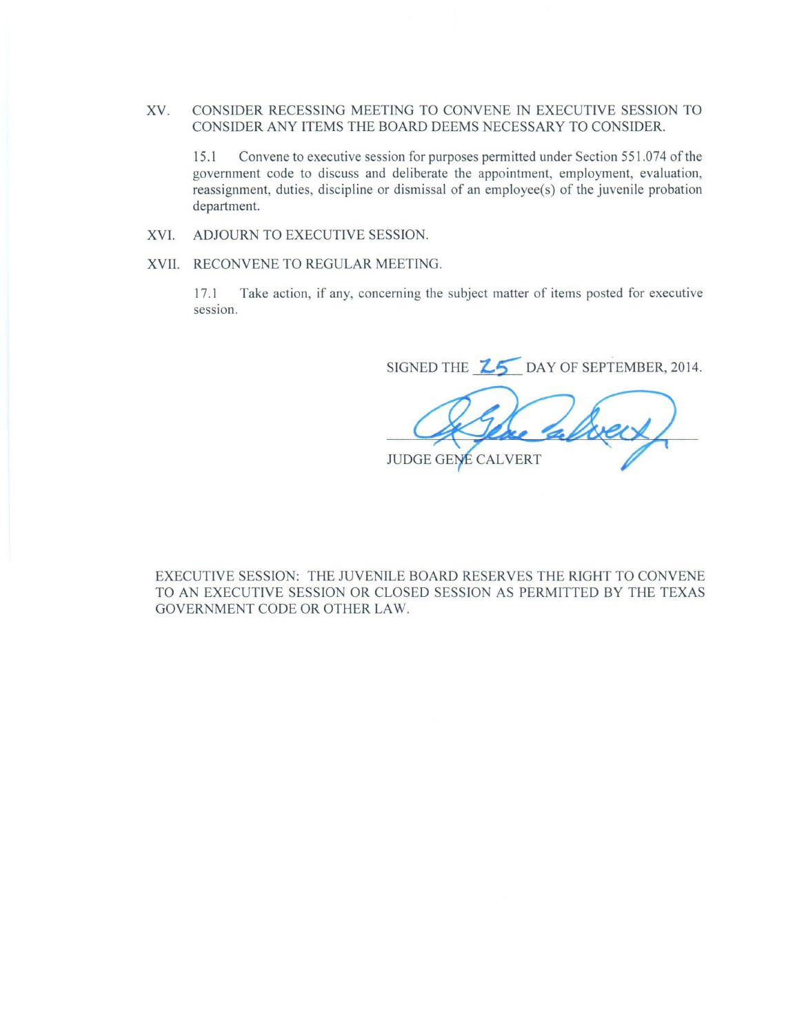XV. CONSIDER RECESSING MEETING TO CONVENE IN EXECUTIVE SESSION TO CONSIDER ANY ITEMS THE BOARD DEEMS NECESSARY TO CONSIDER.

15.1 Convene to executive session for purposes permitted under Section 551.074 of the government code to discuss and deliberate the appointment, employment, evaluation, reassignment, duties, discipline or dismissal of an employee(s) of the juvenile probation department.

XVI. ADJOURN TO EXECUTIVE SESSION.

XVII. RECONVENE TO REGULAR MEETING.

17.1 Take action, if any, concerning the subject matter of items posted for executive session.

SIGNED THE 25 DAY OF SEPTEMBER, 2014.

JUDGE GENE CALVERT

EXECUTIVE SESSION: THE JUVENILE BOARD RESERVES THE RIGHT TO CONVENE TO AN EXECUTIVE SESSION OR CLOSED SESSION AS PERMITTED BY THE TEXAS GOVERNMENT CODE OR OTHER LAW.